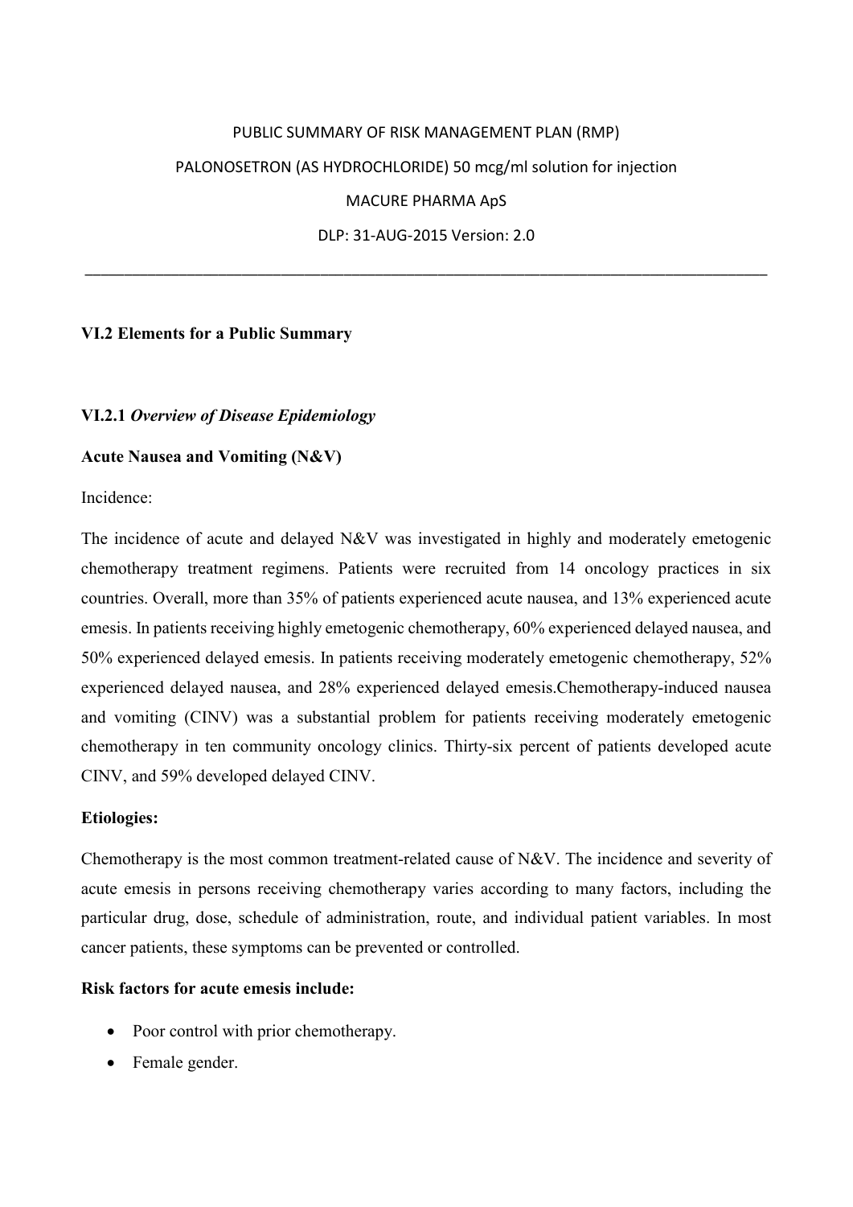PUBLIC SUMMARY OF RISK MANAGEMENT PLAN (RMP)

PALONOSETRON (AS HYDROCHLORIDE) 50 mcg/ml solution for injection

MACURE PHARMA ApS

DLP: 31-AUG-2015 Version: 2.0

---

## VI.2 Elements for a Public Summary

### VI.2.1 *Overview of Disease Epidemiology*

**Acute Nausea and Vomiting (N&V)**

Incidence:

The incidence of acute and delayed N&V was investigated in highly and moderately emetogenic chemotherapy treatment regimens. Patients were recruited from 14 oncology practices in six countries. Overall, more than 35% of patients experienced acute nausea, and 13% experienced acute emesis. In patients receiving highly emetogenic chemotherapy, 60% experienced delayed nausea, and 50% experienced delayed emesis. In patients receiving moderately emetogenic chemotherapy, 52% experienced delayed nausea, and 28% experienced delayed emesis.Chemotherapy-induced nausea and vomiting (CINV) was a substantial problem for patients receiving moderately emetogenic chemotherapy in ten community oncology clinics. Thirty-six percent of patients developed acute CINV, and 59% developed delayed CINV.

**Etiologies:**

Chemotherapy is the most common treatment-related cause of N&V. The incidence and severity of acute emesis in persons receiving chemotherapy varies according to many factors, including the particular drug, dose, schedule of administration, route, and individual patient variables. In most cancer patients, these symptoms can be prevented or controlled.

**Risk factors for acute emesis include:**

- Poor control with prior chemotherapy.
- Female gender.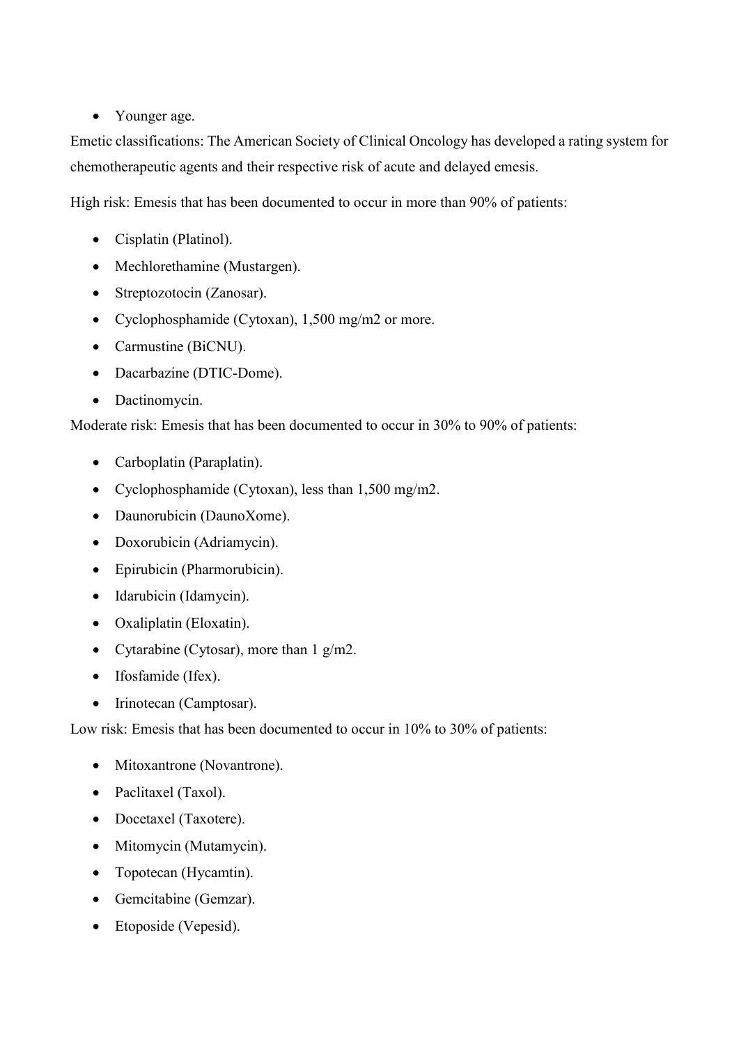- Younger age.

Emetic classifications: The American Society of Clinical Oncology has developed a rating system for chemotherapeutic agents and their respective risk of acute and delayed emesis.

High risk: Emesis that has been documented to occur in more than 90% of patients:

- Cisplatin (Platinol).
- Mechlorethamine (Mustargen).
- Streptozotocin (Zanosar).
- Cyclophosphamide (Cytoxan), 1,500 mg/m2 or more.
- Carmustine (BiCNU).
- Dacarbazine (DTIC-Dome).
- Dactinomycin.

Moderate risk: Emesis that has been documented to occur in 30% to 90% of patients:

- Carboplatin (Paraplatin).
- Cyclophosphamide (Cytoxan), less than 1,500 mg/m2.
- Daunorubicin (DaunoXome).
- Doxorubicin (Adriamycin).
- Epirubicin (Pharmorubicin).
- Idarubicin (Idamycin).
- Oxaliplatin (Eloxatin).
- Cytarabine (Cytosar), more than 1 g/m2.
- Ifosfamide (Ifex).
- Irinotecan (Camptosar).

Low risk: Emesis that has been documented to occur in 10% to 30% of patients:

- Mitoxantrone (Novantrone).
- Paclitaxel (Taxol).
- Docetaxel (Taxotere).
- Mitomycin (Mutamycin).
- Topotecan (Hycamtin).
- Gemcitabine (Gemzar).
- Etoposide (Vepesid).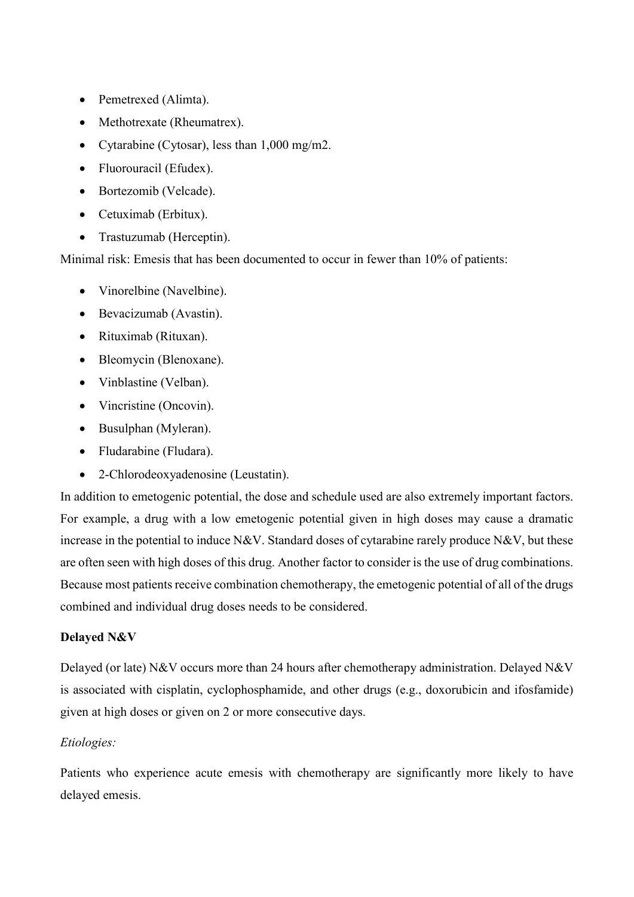- Pemetrexed (Alimta).
- Methotrexate (Rheumatrex).
- Cytarabine (Cytosar), less than 1,000 mg/m2.
- Fluorouracil (Efudex).
- Bortezomib (Velcade).
- Cetuximab (Erbitux).
- Trastuzumab (Herceptin).

Minimal risk: Emesis that has been documented to occur in fewer than 10% of patients:

- Vinorelbine (Navelbine).
- Bevacizumab (Avastin).
- Rituximab (Rituxan).
- Bleomycin (Blenoxane).
- Vinblastine (Velban).
- Vincristine (Oncovin).
- Busulphan (Myleran).
- Fludarabine (Fludara).
- 2-Chlorodeoxyadenosine (Leustatin).

In addition to emetogenic potential, the dose and schedule used are also extremely important factors. For example, a drug with a low emetogenic potential given in high doses may cause a dramatic increase in the potential to induce N&V. Standard doses of cytarabine rarely produce N&V, but these are often seen with high doses of this drug. Another factor to consider is the use of drug combinations. Because most patients receive combination chemotherapy, the emetogenic potential of all of the drugs combined and individual drug doses needs to be considered.

**Delayed N&V**

Delayed (or late) N&V occurs more than 24 hours after chemotherapy administration. Delayed N&V is associated with cisplatin, cyclophosphamide, and other drugs (e.g., doxorubicin and ifosfamide) given at high doses or given on 2 or more consecutive days.

*Etiologies:*

Patients who experience acute emesis with chemotherapy are significantly more likely to have delayed emesis.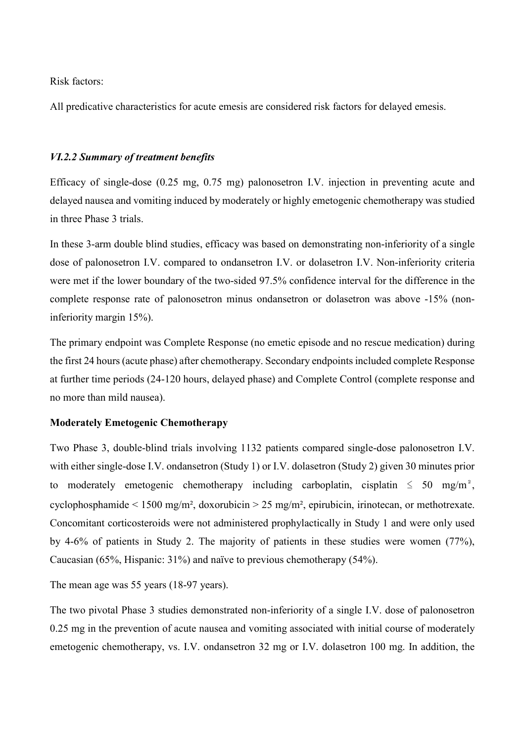Risk factors:

All predicative characteristics for acute emesis are considered risk factors for delayed emesis.

### *VI.2.2 Summary of treatment benefits*

Efficacy of single-dose (0.25 mg, 0.75 mg) palonosetron I.V. injection in preventing acute and delayed nausea and vomiting induced by moderately or highly emetogenic chemotherapy was studied in three Phase 3 trials.

In these 3-arm double blind studies, efficacy was based on demonstrating non-inferiority of a single dose of palonosetron I.V. compared to ondansetron I.V. or dolasetron I.V. Non-inferiority criteria were met if the lower boundary of the two-sided 97.5% confidence interval for the difference in the complete response rate of palonosetron minus ondansetron or dolasetron was above -15% (non-inferiority margin 15%).

The primary endpoint was Complete Response (no emetic episode and no rescue medication) during the first 24 hours (acute phase) after chemotherapy. Secondary endpoints included complete Response at further time periods (24-120 hours, delayed phase) and Complete Control (complete response and no more than mild nausea).

**Moderately Emetogenic Chemotherapy**

Two Phase 3, double-blind trials involving 1132 patients compared single-dose palonosetron I.V. with either single-dose I.V. ondansetron (Study 1) or I.V. dolasetron (Study 2) given 30 minutes prior to moderately emetogenic chemotherapy including carboplatin, cisplatin $\leq$ 50 mg/m², cyclophosphamide < 1500 mg/m², doxorubicin > 25 mg/m², epirubicin, irinotecan, or methotrexate. Concomitant corticosteroids were not administered prophylactically in Study 1 and were only used by 4-6% of patients in Study 2. The majority of patients in these studies were women (77%), Caucasian (65%, Hispanic: 31%) and naïve to previous chemotherapy (54%).

The mean age was 55 years (18-97 years).

The two pivotal Phase 3 studies demonstrated non-inferiority of a single I.V. dose of palonosetron 0.25 mg in the prevention of acute nausea and vomiting associated with initial course of moderately emetogenic chemotherapy, vs. I.V. ondansetron 32 mg or I.V. dolasetron 100 mg. In addition, the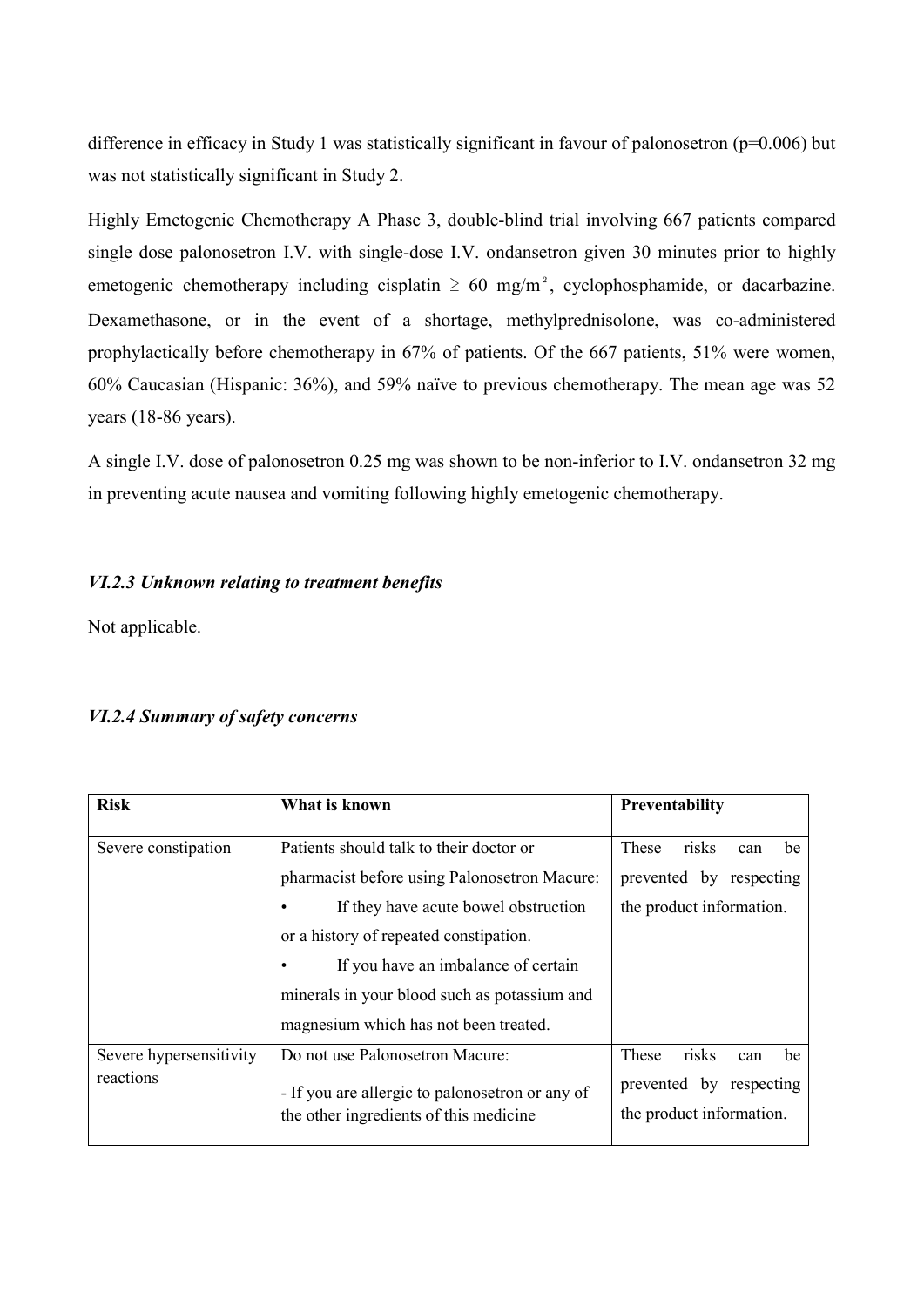difference in efficacy in Study 1 was statistically significant in favour of palonosetron ($p=0.006$) but was not statistically significant in Study 2.

Highly Emetogenic Chemotherapy A Phase 3, double-blind trial involving 667 patients compared single dose palonosetron I.V. with single-dose I.V. ondansetron given 30 minutes prior to highly emetogenic chemotherapy including cisplatin $\geq$ 60 mg/m$^2$, cyclophosphamide, or dacarbazine. Dexamethasone, or in the event of a shortage, methylprednisolone, was co-administered prophylactically before chemotherapy in 67% of patients. Of the 667 patients, 51% were women, 60% Caucasian (Hispanic: 36%), and 59% naïve to previous chemotherapy. The mean age was 52 years (18-86 years).

A single I.V. dose of palonosetron 0.25 mg was shown to be non-inferior to I.V. ondansetron 32 mg in preventing acute nausea and vomiting following highly emetogenic chemotherapy.

### *VI.2.3 Unknown relating to treatment benefits*

Not applicable.

### *VI.2.4 Summary of safety concerns*

| **Risk** | **What is known** | **Preventability** |
|---|---|---|
| Severe constipation | Patients should talk to their doctor or pharmacist before using Palonosetron Macure:<br>• If they have acute bowel obstruction or a history of repeated constipation.<br>• If you have an imbalance of certain minerals in your blood such as potassium and magnesium which has not been treated. | These risks can be prevented by respecting the product information. |
| Severe hypersensitivity reactions | Do not use Palonosetron Macure:<br>- If you are allergic to palonosetron or any of the other ingredients of this medicine | These risks can be prevented by respecting the product information. |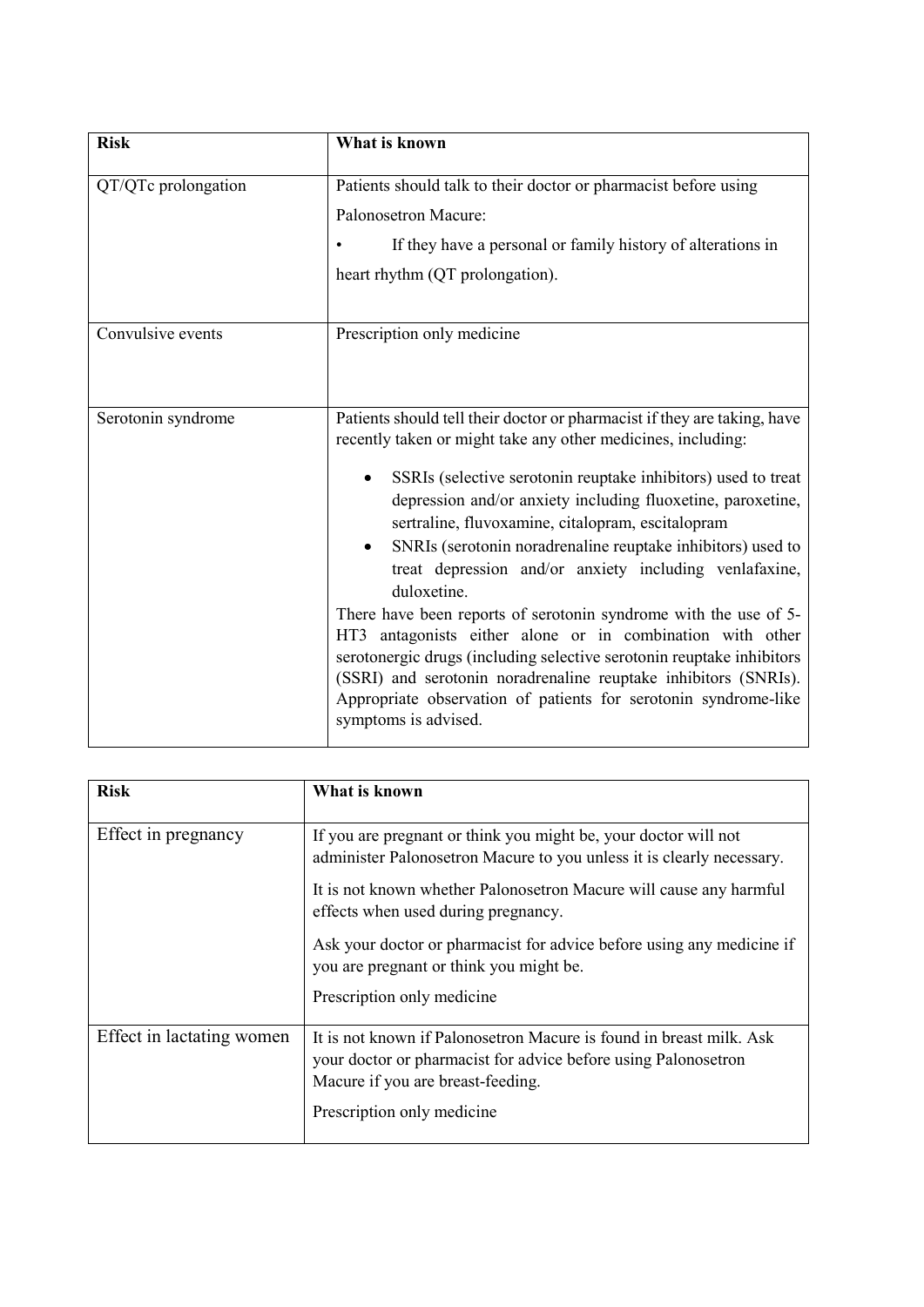| Risk | What is known |
| --- | --- |
| QT/QTc prolongation | Patients should talk to their doctor or pharmacist before using Palonosetron Macure:<br>• If they have a personal or family history of alterations in heart rhythm (QT prolongation). |
| Convulsive events | Prescription only medicine |
| Serotonin syndrome | Patients should tell their doctor or pharmacist if they are taking, have recently taken or might take any other medicines, including:<br>• SSRIs (selective serotonin reuptake inhibitors) used to treat depression and/or anxiety including fluoxetine, paroxetine, sertraline, fluvoxamine, citalopram, escitalopram<br>• SNRIs (serotonin noradrenaline reuptake inhibitors) used to treat depression and/or anxiety including venlafaxine, duloxetine.<br>There have been reports of serotonin syndrome with the use of 5-HT3 antagonists either alone or in combination with other serotonergic drugs (including selective serotonin reuptake inhibitors (SSRI) and serotonin noradrenaline reuptake inhibitors (SNRIs). Appropriate observation of patients for serotonin syndrome-like symptoms is advised. |

| Risk | What is known |
| --- | --- |
| Effect in pregnancy | If you are pregnant or think you might be, your doctor will not administer Palonosetron Macure to you unless it is clearly necessary.<br>It is not known whether Palonosetron Macure will cause any harmful effects when used during pregnancy.<br>Ask your doctor or pharmacist for advice before using any medicine if you are pregnant or think you might be.<br>Prescription only medicine |
| Effect in lactating women | It is not known if Palonosetron Macure is found in breast milk. Ask your doctor or pharmacist for advice before using Palonosetron Macure if you are breast-feeding.<br>Prescription only medicine |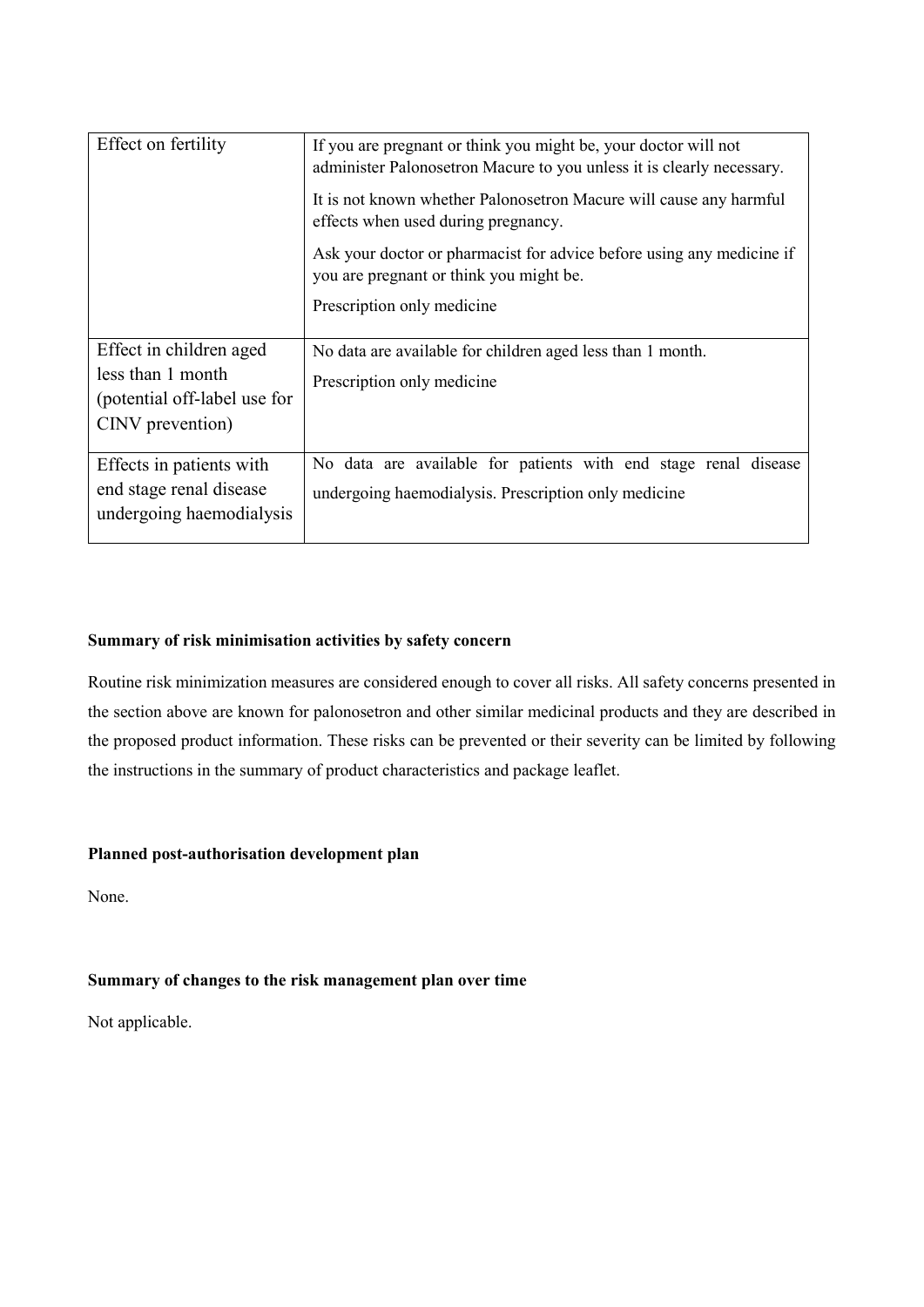| | |
|---|---|
| Effect on fertility | If you are pregnant or think you might be, your doctor will not administer Palonosetron Macure to you unless it is clearly necessary.<br>It is not known whether Palonosetron Macure will cause any harmful effects when used during pregnancy.<br>Ask your doctor or pharmacist for advice before using any medicine if you are pregnant or think you might be.<br>Prescription only medicine |
| Effect in children aged less than 1 month (potential off-label use for CINV prevention) | No data are available for children aged less than 1 month.<br>Prescription only medicine |
| Effects in patients with end stage renal disease undergoing haemodialysis | No data are available for patients with end stage renal disease undergoing haemodialysis. Prescription only medicine |

**Summary of risk minimisation activities by safety concern**

Routine risk minimization measures are considered enough to cover all risks. All safety concerns presented in the section above are known for palonosetron and other similar medicinal products and they are described in the proposed product information. These risks can be prevented or their severity can be limited by following the instructions in the summary of product characteristics and package leaflet.

**Planned post-authorisation development plan**

None.

**Summary of changes to the risk management plan over time**

Not applicable.